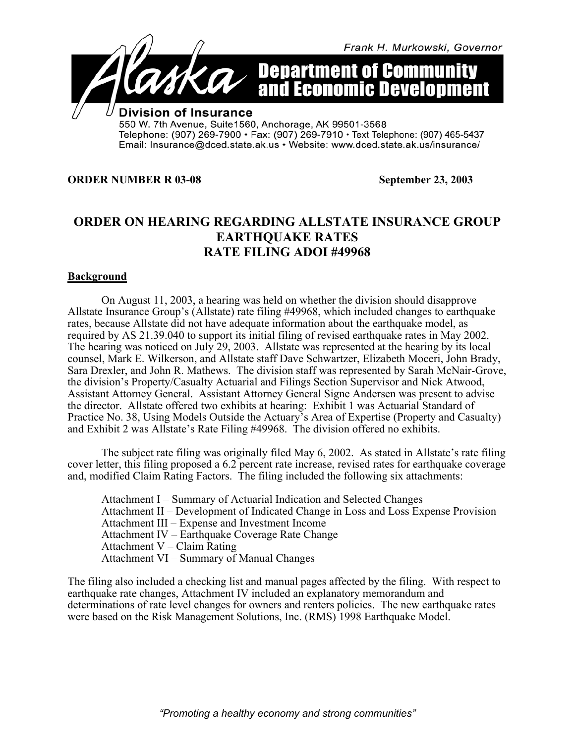Frank H. Murkowski, Governor

# Alaska Department of Community and Economic Development

**Division of Insurance**
550 W. 7th Avenue, Suite1560, Anchorage, AK 99501-3568
Telephone: (907) 269-7900 • Fax: (907) 269-7910 • Text Telephone: (907) 465-5437
Email: Insurance@dced.state.ak.us • Website: www.dced.state.ak.us/insurance/

**ORDER NUMBER R 03-08** **September 23, 2003**

## ORDER ON HEARING REGARDING ALLSTATE INSURANCE GROUP EARTHQUAKE RATES RATE FILING ADOI #49968

### Background

On August 11, 2003, a hearing was held on whether the division should disapprove Allstate Insurance Group's (Allstate) rate filing #49968, which included changes to earthquake rates, because Allstate did not have adequate information about the earthquake model, as required by AS 21.39.040 to support its initial filing of revised earthquake rates in May 2002. The hearing was noticed on July 29, 2003. Allstate was represented at the hearing by its local counsel, Mark E. Wilkerson, and Allstate staff Dave Schwartzer, Elizabeth Moceri, John Brady, Sara Drexler, and John R. Mathews. The division staff was represented by Sarah McNair-Grove, the division's Property/Casualty Actuarial and Filings Section Supervisor and Nick Atwood, Assistant Attorney General. Assistant Attorney General Signe Andersen was present to advise the director. Allstate offered two exhibits at hearing: Exhibit 1 was Actuarial Standard of Practice No. 38, Using Models Outside the Actuary's Area of Expertise (Property and Casualty) and Exhibit 2 was Allstate's Rate Filing #49968. The division offered no exhibits.

The subject rate filing was originally filed May 6, 2002. As stated in Allstate's rate filing cover letter, this filing proposed a 6.2 percent rate increase, revised rates for earthquake coverage and, modified Claim Rating Factors. The filing included the following six attachments:

- Attachment I – Summary of Actuarial Indication and Selected Changes
- Attachment II – Development of Indicated Change in Loss and Loss Expense Provision
- Attachment III – Expense and Investment Income
- Attachment IV – Earthquake Coverage Rate Change
- Attachment V – Claim Rating
- Attachment VI – Summary of Manual Changes

The filing also included a checking list and manual pages affected by the filing. With respect to earthquake rate changes, Attachment IV included an explanatory memorandum and determinations of rate level changes for owners and renters policies. The new earthquake rates were based on the Risk Management Solutions, Inc. (RMS) 1998 Earthquake Model.

*"Promoting a healthy economy and strong communities"*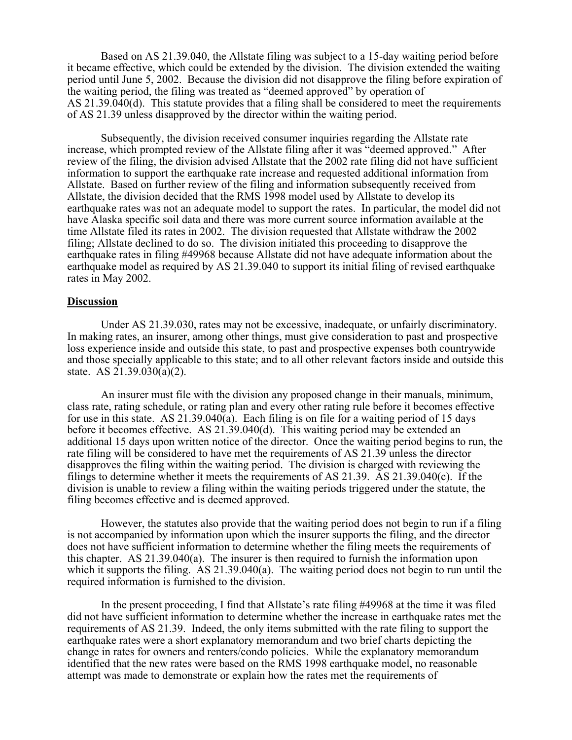Based on AS 21.39.040, the Allstate filing was subject to a 15-day waiting period before it became effective, which could be extended by the division. The division extended the waiting period until June 5, 2002. Because the division did not disapprove the filing before expiration of the waiting period, the filing was treated as "deemed approved" by operation of AS 21.39.040(d). This statute provides that a filing shall be considered to meet the requirements of AS 21.39 unless disapproved by the director within the waiting period.

Subsequently, the division received consumer inquiries regarding the Allstate rate increase, which prompted review of the Allstate filing after it was "deemed approved." After review of the filing, the division advised Allstate that the 2002 rate filing did not have sufficient information to support the earthquake rate increase and requested additional information from Allstate. Based on further review of the filing and information subsequently received from Allstate, the division decided that the RMS 1998 model used by Allstate to develop its earthquake rates was not an adequate model to support the rates. In particular, the model did not have Alaska specific soil data and there was more current source information available at the time Allstate filed its rates in 2002. The division requested that Allstate withdraw the 2002 filing; Allstate declined to do so. The division initiated this proceeding to disapprove the earthquake rates in filing #49968 because Allstate did not have adequate information about the earthquake model as required by AS 21.39.040 to support its initial filing of revised earthquake rates in May 2002.

**Discussion**

Under AS 21.39.030, rates may not be excessive, inadequate, or unfairly discriminatory. In making rates, an insurer, among other things, must give consideration to past and prospective loss experience inside and outside this state, to past and prospective expenses both countrywide and those specially applicable to this state; and to all other relevant factors inside and outside this state. AS 21.39.030(a)(2).

An insurer must file with the division any proposed change in their manuals, minimum, class rate, rating schedule, or rating plan and every other rating rule before it becomes effective for use in this state. AS 21.39.040(a). Each filing is on file for a waiting period of 15 days before it becomes effective. AS 21.39.040(d). This waiting period may be extended an additional 15 days upon written notice of the director. Once the waiting period begins to run, the rate filing will be considered to have met the requirements of AS 21.39 unless the director disapproves the filing within the waiting period. The division is charged with reviewing the filings to determine whether it meets the requirements of AS 21.39. AS 21.39.040(c). If the division is unable to review a filing within the waiting periods triggered under the statute, the filing becomes effective and is deemed approved.

However, the statutes also provide that the waiting period does not begin to run if a filing is not accompanied by information upon which the insurer supports the filing, and the director does not have sufficient information to determine whether the filing meets the requirements of this chapter. AS 21.39.040(a). The insurer is then required to furnish the information upon which it supports the filing. AS 21.39.040(a). The waiting period does not begin to run until the required information is furnished to the division.

In the present proceeding, I find that Allstate's rate filing #49968 at the time it was filed did not have sufficient information to determine whether the increase in earthquake rates met the requirements of AS 21.39. Indeed, the only items submitted with the rate filing to support the earthquake rates were a short explanatory memorandum and two brief charts depicting the change in rates for owners and renters/condo policies. While the explanatory memorandum identified that the new rates were based on the RMS 1998 earthquake model, no reasonable attempt was made to demonstrate or explain how the rates met the requirements of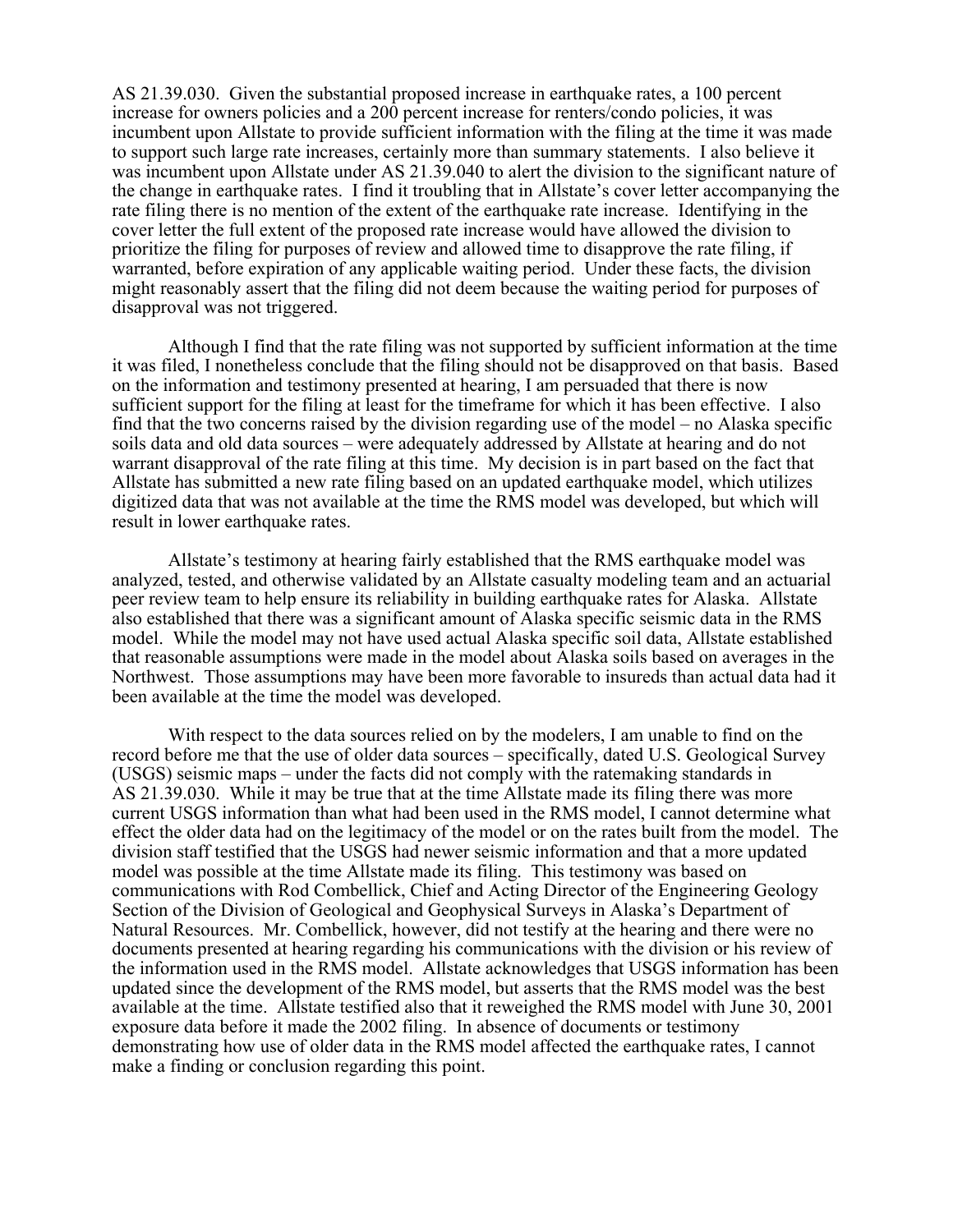AS 21.39.030. Given the substantial proposed increase in earthquake rates, a 100 percent increase for owners policies and a 200 percent increase for renters/condo policies, it was incumbent upon Allstate to provide sufficient information with the filing at the time it was made to support such large rate increases, certainly more than summary statements. I also believe it was incumbent upon Allstate under AS 21.39.040 to alert the division to the significant nature of the change in earthquake rates. I find it troubling that in Allstate's cover letter accompanying the rate filing there is no mention of the extent of the earthquake rate increase. Identifying in the cover letter the full extent of the proposed rate increase would have allowed the division to prioritize the filing for purposes of review and allowed time to disapprove the rate filing, if warranted, before expiration of any applicable waiting period. Under these facts, the division might reasonably assert that the filing did not deem because the waiting period for purposes of disapproval was not triggered.

Although I find that the rate filing was not supported by sufficient information at the time it was filed, I nonetheless conclude that the filing should not be disapproved on that basis. Based on the information and testimony presented at hearing, I am persuaded that there is now sufficient support for the filing at least for the timeframe for which it has been effective. I also find that the two concerns raised by the division regarding use of the model – no Alaska specific soils data and old data sources – were adequately addressed by Allstate at hearing and do not warrant disapproval of the rate filing at this time. My decision is in part based on the fact that Allstate has submitted a new rate filing based on an updated earthquake model, which utilizes digitized data that was not available at the time the RMS model was developed, but which will result in lower earthquake rates.

Allstate's testimony at hearing fairly established that the RMS earthquake model was analyzed, tested, and otherwise validated by an Allstate casualty modeling team and an actuarial peer review team to help ensure its reliability in building earthquake rates for Alaska. Allstate also established that there was a significant amount of Alaska specific seismic data in the RMS model. While the model may not have used actual Alaska specific soil data, Allstate established that reasonable assumptions were made in the model about Alaska soils based on averages in the Northwest. Those assumptions may have been more favorable to insureds than actual data had it been available at the time the model was developed.

With respect to the data sources relied on by the modelers, I am unable to find on the record before me that the use of older data sources – specifically, dated U.S. Geological Survey (USGS) seismic maps – under the facts did not comply with the ratemaking standards in AS 21.39.030. While it may be true that at the time Allstate made its filing there was more current USGS information than what had been used in the RMS model, I cannot determine what effect the older data had on the legitimacy of the model or on the rates built from the model. The division staff testified that the USGS had newer seismic information and that a more updated model was possible at the time Allstate made its filing. This testimony was based on communications with Rod Combellick, Chief and Acting Director of the Engineering Geology Section of the Division of Geological and Geophysical Surveys in Alaska's Department of Natural Resources. Mr. Combellick, however, did not testify at the hearing and there were no documents presented at hearing regarding his communications with the division or his review of the information used in the RMS model. Allstate acknowledges that USGS information has been updated since the development of the RMS model, but asserts that the RMS model was the best available at the time. Allstate testified also that it reweighed the RMS model with June 30, 2001 exposure data before it made the 2002 filing. In absence of documents or testimony demonstrating how use of older data in the RMS model affected the earthquake rates, I cannot make a finding or conclusion regarding this point.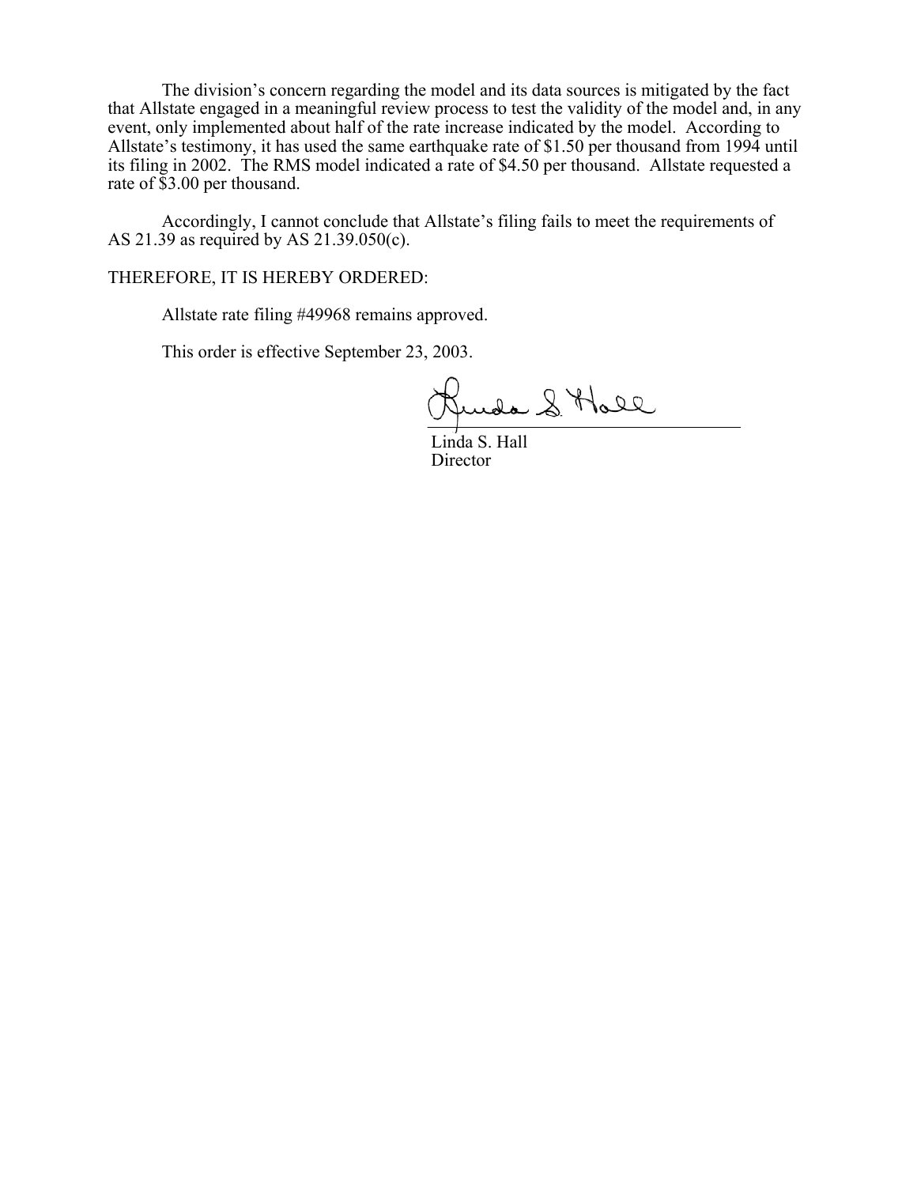The division's concern regarding the model and its data sources is mitigated by the fact that Allstate engaged in a meaningful review process to test the validity of the model and, in any event, only implemented about half of the rate increase indicated by the model. According to Allstate's testimony, it has used the same earthquake rate of $1.50 per thousand from 1994 until its filing in 2002. The RMS model indicated a rate of $4.50 per thousand. Allstate requested a rate of $3.00 per thousand.

Accordingly, I cannot conclude that Allstate's filing fails to meet the requirements of AS 21.39 as required by AS 21.39.050(c).

THEREFORE, IT IS HEREBY ORDERED:

Allstate rate filing #49968 remains approved.

This order is effective September 23, 2003.

Linda S. Hall
Director